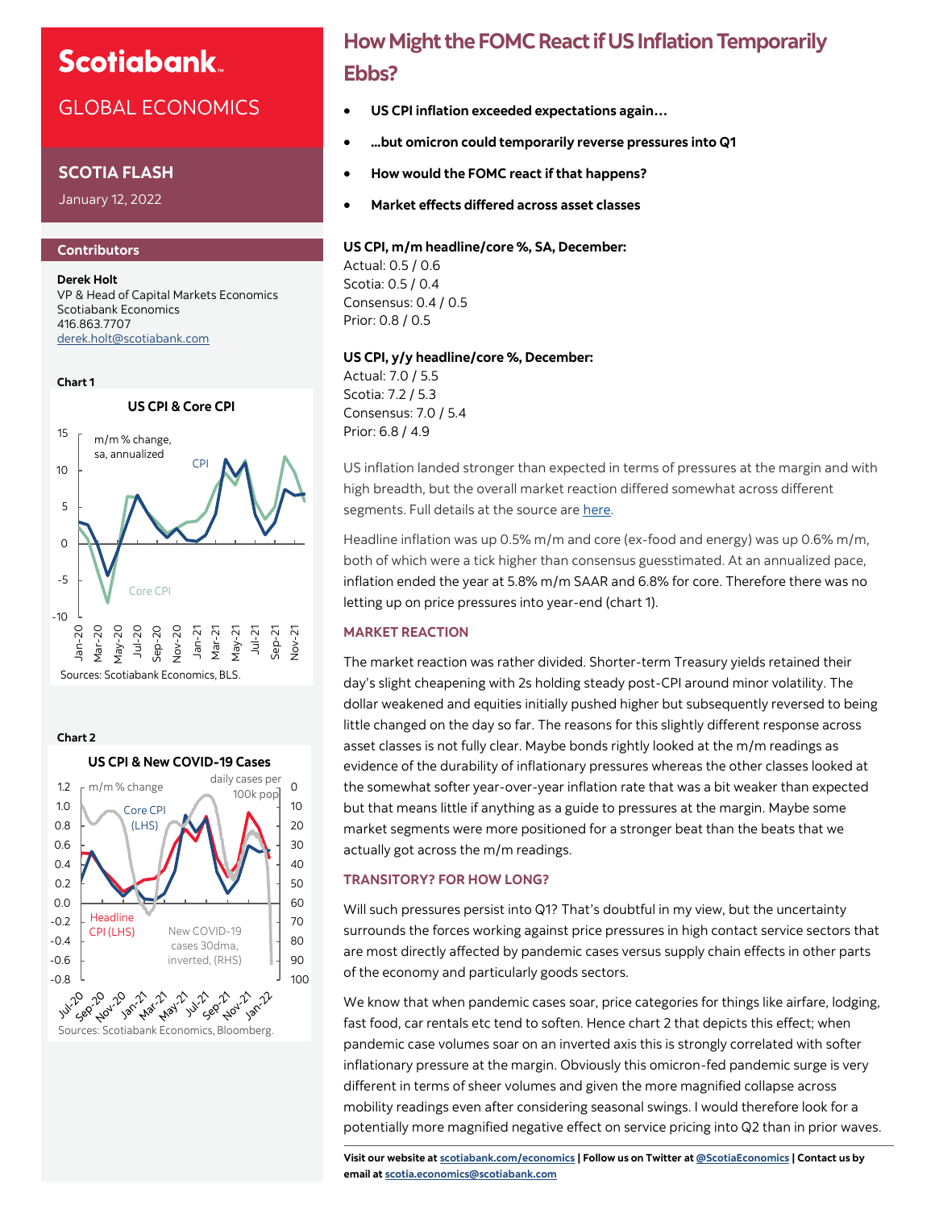# Scotiabank.

GLOBAL ECONOMICS

## SCOTIA FLASH

January 12, 2022

### Contributors

**Derek Holt**
VP & Head of Capital Markets Economics
Scotiabank Economics
416.863.7707
derek.holt@scotiabank.com

**Chart 1**

US CPI & Core CPI

Sources: Scotiabank Economics, BLS.

**Chart 2**

US CPI & New COVID-19 Cases

Sources: Scotiabank Economics, Bloomberg.

# How Might the FOMC React if US Inflation Temporarily Ebbs?

- **US CPI inflation exceeded expectations again…**
- **…but omicron could temporarily reverse pressures into Q1**
- **How would the FOMC react if that happens?**
- **Market effects differed across asset classes**

**US CPI, m/m headline/core %, SA, December:**
Actual: 0.5 / 0.6
Scotia: 0.5 / 0.4
Consensus: 0.4 / 0.5
Prior: 0.8 / 0.5

**US CPI, y/y headline/core %, December:**
Actual: 7.0 / 5.5
Scotia: 7.2 / 5.3
Consensus: 7.0 / 5.4
Prior: 6.8 / 4.9

US inflation landed stronger than expected in terms of pressures at the margin and with high breadth, but the overall market reaction differed somewhat across different segments. Full details at the source are here.

Headline inflation was up 0.5% m/m and core (ex-food and energy) was up 0.6% m/m, both of which were a tick higher than consensus guesstimated. At an annualized pace, inflation ended the year at 5.8% m/m SAAR and 6.8% for core. Therefore there was no letting up on price pressures into year-end (chart 1).

### MARKET REACTION

The market reaction was rather divided. Shorter-term Treasury yields retained their day's slight cheapening with 2s holding steady post-CPI around minor volatility. The dollar weakened and equities initially pushed higher but subsequently reversed to being little changed on the day so far. The reasons for this slightly different response across asset classes is not fully clear. Maybe bonds rightly looked at the m/m readings as evidence of the durability of inflationary pressures whereas the other classes looked at the somewhat softer year-over-year inflation rate that was a bit weaker than expected but that means little if anything as a guide to pressures at the margin. Maybe some market segments were more positioned for a stronger beat than the beats that we actually got across the m/m readings.

### TRANSITORY? FOR HOW LONG?

Will such pressures persist into Q1? That's doubtful in my view, but the uncertainty surrounds the forces working against price pressures in high contact service sectors that are most directly affected by pandemic cases versus supply chain effects in other parts of the economy and particularly goods sectors.

We know that when pandemic cases soar, price categories for things like airfare, lodging, fast food, car rentals etc tend to soften. Hence chart 2 that depicts this effect; when pandemic case volumes soar on an inverted axis this is strongly correlated with softer inflationary pressure at the margin. Obviously this omicron-fed pandemic surge is very different in terms of sheer volumes and given the more magnified collapse across mobility readings even after considering seasonal swings. I would therefore look for a potentially more magnified negative effect on service pricing into Q2 than in prior waves.

**Visit our website at scotiabank.com/economics | Follow us on Twitter at @ScotiaEconomics | Contact us by email at scotia.economics@scotiabank.com**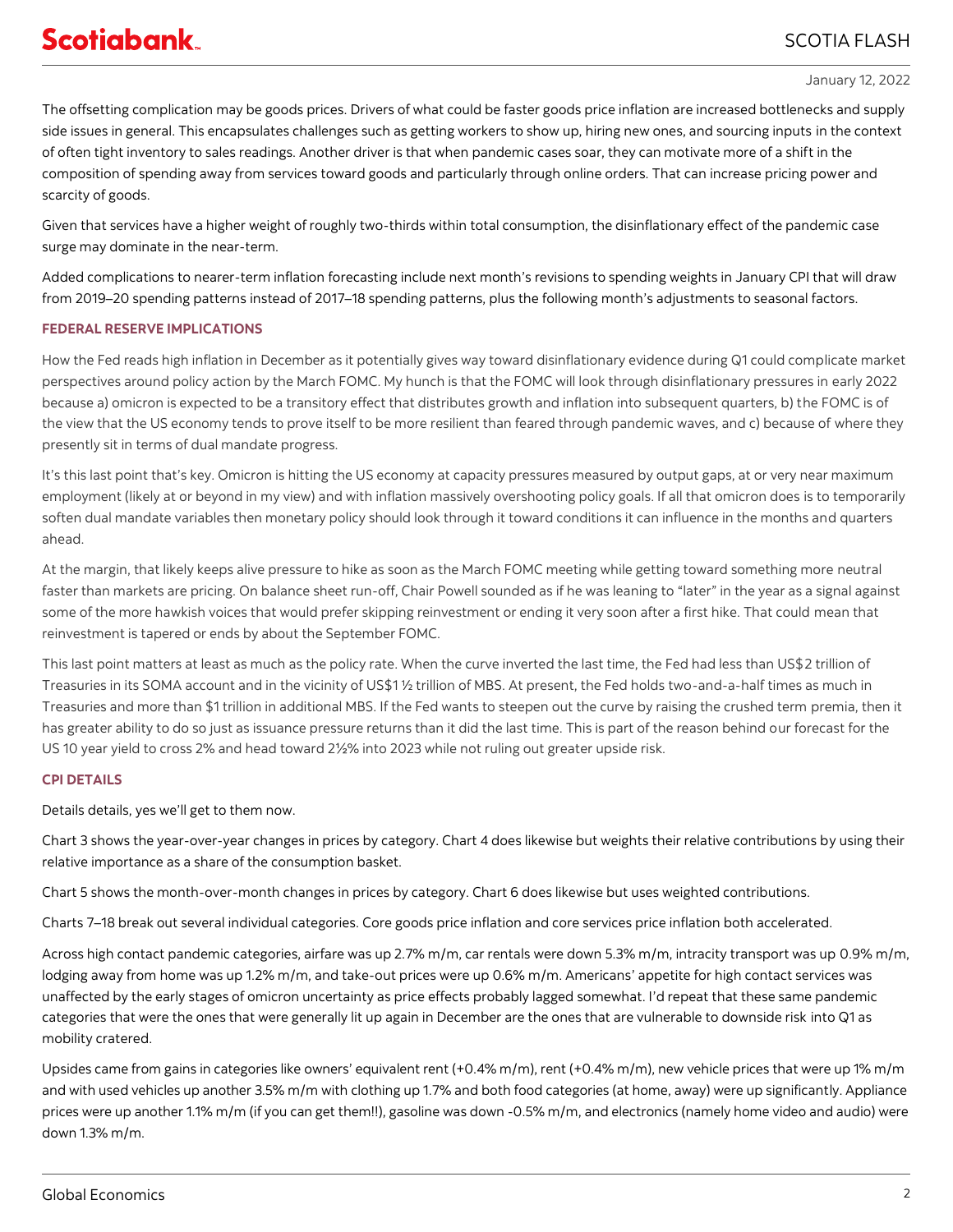The offsetting complication may be goods prices. Drivers of what could be faster goods price inflation are increased bottlenecks and supply side issues in general. This encapsulates challenges such as getting workers to show up, hiring new ones, and sourcing inputs in the context of often tight inventory to sales readings. Another driver is that when pandemic cases soar, they can motivate more of a shift in the composition of spending away from services toward goods and particularly through online orders. That can increase pricing power and scarcity of goods.

Given that services have a higher weight of roughly two-thirds within total consumption, the disinflationary effect of the pandemic case surge may dominate in the near-term.

Added complications to nearer-term inflation forecasting include next month's revisions to spending weights in January CPI that will draw from 2019–20 spending patterns instead of 2017–18 spending patterns, plus the following month's adjustments to seasonal factors.

### FEDERAL RESERVE IMPLICATIONS

How the Fed reads high inflation in December as it potentially gives way toward disinflationary evidence during Q1 could complicate market perspectives around policy action by the March FOMC. My hunch is that the FOMC will look through disinflationary pressures in early 2022 because a) omicron is expected to be a transitory effect that distributes growth and inflation into subsequent quarters, b) the FOMC is of the view that the US economy tends to prove itself to be more resilient than feared through pandemic waves, and c) because of where they presently sit in terms of dual mandate progress.

It's this last point that's key. Omicron is hitting the US economy at capacity pressures measured by output gaps, at or very near maximum employment (likely at or beyond in my view) and with inflation massively overshooting policy goals. If all that omicron does is to temporarily soften dual mandate variables then monetary policy should look through it toward conditions it can influence in the months and quarters ahead.

At the margin, that likely keeps alive pressure to hike as soon as the March FOMC meeting while getting toward something more neutral faster than markets are pricing. On balance sheet run-off, Chair Powell sounded as if he was leaning to "later" in the year as a signal against some of the more hawkish voices that would prefer skipping reinvestment or ending it very soon after a first hike. That could mean that reinvestment is tapered or ends by about the September FOMC.

This last point matters at least as much as the policy rate. When the curve inverted the last time, the Fed had less than US$2 trillion of Treasuries in its SOMA account and in the vicinity of US$1 ½ trillion of MBS. At present, the Fed holds two-and-a-half times as much in Treasuries and more than $1 trillion in additional MBS. If the Fed wants to steepen out the curve by raising the crushed term premia, then it has greater ability to do so just as issuance pressure returns than it did the last time. This is part of the reason behind our forecast for the US 10 year yield to cross 2% and head toward 2½% into 2023 while not ruling out greater upside risk.

### CPI DETAILS

Details details, yes we'll get to them now.

Chart 3 shows the year-over-year changes in prices by category. Chart 4 does likewise but weights their relative contributions by using their relative importance as a share of the consumption basket.

Chart 5 shows the month-over-month changes in prices by category. Chart 6 does likewise but uses weighted contributions.

Charts 7–18 break out several individual categories. Core goods price inflation and core services price inflation both accelerated.

Across high contact pandemic categories, airfare was up 2.7% m/m, car rentals were down 5.3% m/m, intracity transport was up 0.9% m/m, lodging away from home was up 1.2% m/m, and take-out prices were up 0.6% m/m. Americans' appetite for high contact services was unaffected by the early stages of omicron uncertainty as price effects probably lagged somewhat. I'd repeat that these same pandemic categories that were the ones that were generally lit up again in December are the ones that are vulnerable to downside risk into Q1 as mobility cratered.

Upsides came from gains in categories like owners' equivalent rent (+0.4% m/m), rent (+0.4% m/m), new vehicle prices that were up 1% m/m and with used vehicles up another 3.5% m/m with clothing up 1.7% and both food categories (at home, away) were up significantly. Appliance prices were up another 1.1% m/m (if you can get them!!), gasoline was down -0.5% m/m, and electronics (namely home video and audio) were down 1.3% m/m.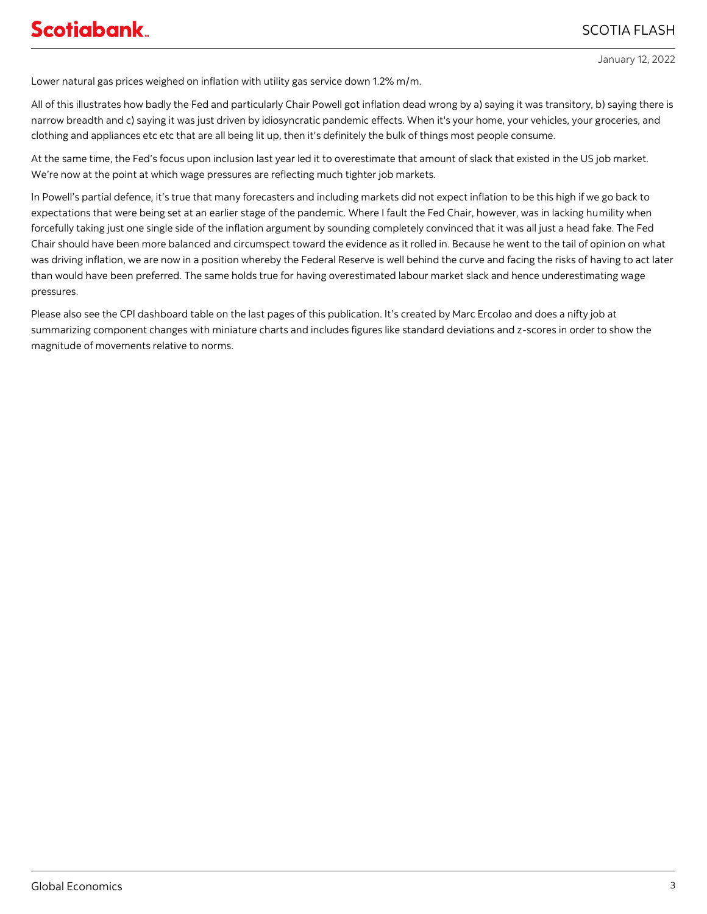Lower natural gas prices weighed on inflation with utility gas service down 1.2% m/m.

All of this illustrates how badly the Fed and particularly Chair Powell got inflation dead wrong by a) saying it was transitory, b) saying there is narrow breadth and c) saying it was just driven by idiosyncratic pandemic effects. When it's your home, your vehicles, your groceries, and clothing and appliances etc etc that are all being lit up, then it's definitely the bulk of things most people consume.

At the same time, the Fed's focus upon inclusion last year led it to overestimate that amount of slack that existed in the US job market. We're now at the point at which wage pressures are reflecting much tighter job markets.

In Powell's partial defence, it's true that many forecasters and including markets did not expect inflation to be this high if we go back to expectations that were being set at an earlier stage of the pandemic. Where I fault the Fed Chair, however, was in lacking humility when forcefully taking just one single side of the inflation argument by sounding completely convinced that it was all just a head fake. The Fed Chair should have been more balanced and circumspect toward the evidence as it rolled in. Because he went to the tail of opinion on what was driving inflation, we are now in a position whereby the Federal Reserve is well behind the curve and facing the risks of having to act later than would have been preferred. The same holds true for having overestimated labour market slack and hence underestimating wage pressures.

Please also see the CPI dashboard table on the last pages of this publication. It's created by Marc Ercolao and does a nifty job at summarizing component changes with miniature charts and includes figures like standard deviations and z-scores in order to show the magnitude of movements relative to norms.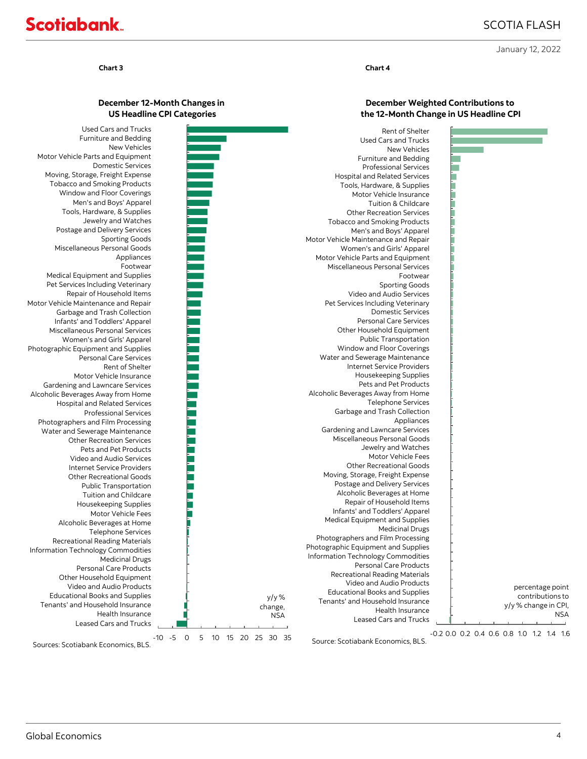**Chart 3**

**December 12-Month Changes in US Headline CPI Categories**

Categories (in order): Used Cars and Trucks; Furniture and Bedding; New Vehicles; Motor Vehicle Parts and Equipment; Domestic Services; Moving, Storage, Freight Expense; Tobacco and Smoking Products; Window and Floor Coverings; Men's and Boys' Apparel; Tools, Hardware, & Supplies; Jewelry and Watches; Postage and Delivery Services; Sporting Goods; Miscellaneous Personal Goods; Appliances; Footwear; Medical Equipment and Supplies; Pet Services Including Veterinary; Repair of Household Items; Motor Vehicle Maintenance and Repair; Garbage and Trash Collection; Infants' and Toddlers' Apparel; Miscellaneous Personal Services; Women's and Girls' Apparel; Photographic Equipment and Supplies; Personal Care Services; Rent of Shelter; Motor Vehicle Insurance; Gardening and Lawncare Services; Alcoholic Beverages Away from Home; Hospital and Related Services; Professional Services; Photographers and Film Processing; Water and Sewerage Maintenance; Other Recreation Services; Pets and Pet Products; Video and Audio Services; Internet Service Providers; Other Recreational Goods; Public Transportation; Tuition and Childcare; Housekeeping Supplies; Motor Vehicle Fees; Alcoholic Beverages at Home; Telephone Services; Recreational Reading Materials; Information Technology Commodities; Medicinal Drugs; Personal Care Products; Other Household Equipment; Video and Audio Products; Educational Books and Supplies; Tenants' and Household Insurance; Health Insurance; Leased Cars and Trucks

y/y % change, NSA

Axis: -10, -5, 0, 5, 10, 15, 20, 25, 30, 35

Sources: Scotiabank Economics, BLS.

**Chart 4**

**December Weighted Contributions to the 12-Month Change in US Headline CPI**

Categories (in order): Rent of Shelter; Used Cars and Trucks; New Vehicles; Furniture and Bedding; Professional Services; Hospital and Related Services; Tools, Hardware, & Supplies; Motor Vehicle Insurance; Tuition & Childcare; Other Recreation Services; Tobacco and Smoking Products; Men's and Boys' Apparel; Motor Vehicle Maintenance and Repair; Women's and Girls' Apparel; Motor Vehicle Parts and Equipment; Miscellaneous Personal Services; Footwear; Sporting Goods; Video and Audio Services; Pet Services Including Veterinary; Domestic Services; Personal Care Services; Other Household Equipment; Public Transportation; Window and Floor Coverings; Water and Sewerage Maintenance; Internet Service Providers; Housekeeping Supplies; Pets and Pet Products; Alcoholic Beverages Away from Home; Telephone Services; Garbage and Trash Collection; Appliances; Gardening and Lawncare Services; Miscellaneous Personal Goods; Jewelry and Watches; Motor Vehicle Fees; Other Recreational Goods; Moving, Storage, Freight Expense; Postage and Delivery Services; Alcoholic Beverages at Home; Repair of Household Items; Infants' and Toddlers' Apparel; Medical Equipment and Supplies; Medicinal Drugs; Photographers and Film Processing; Photographic Equipment and Supplies; Information Technology Commodities; Personal Care Products; Recreational Reading Materials; Video and Audio Products; Educational Books and Supplies; Tenants' and Household Insurance; Health Insurance; Leased Cars and Trucks

percentage point contributions to y/y % change in CPI, NSA

Axis: -0.2, 0.0, 0.2, 0.4, 0.6, 0.8, 1.0, 1.2, 1.4, 1.6

Source: Scotiabank Economics, BLS.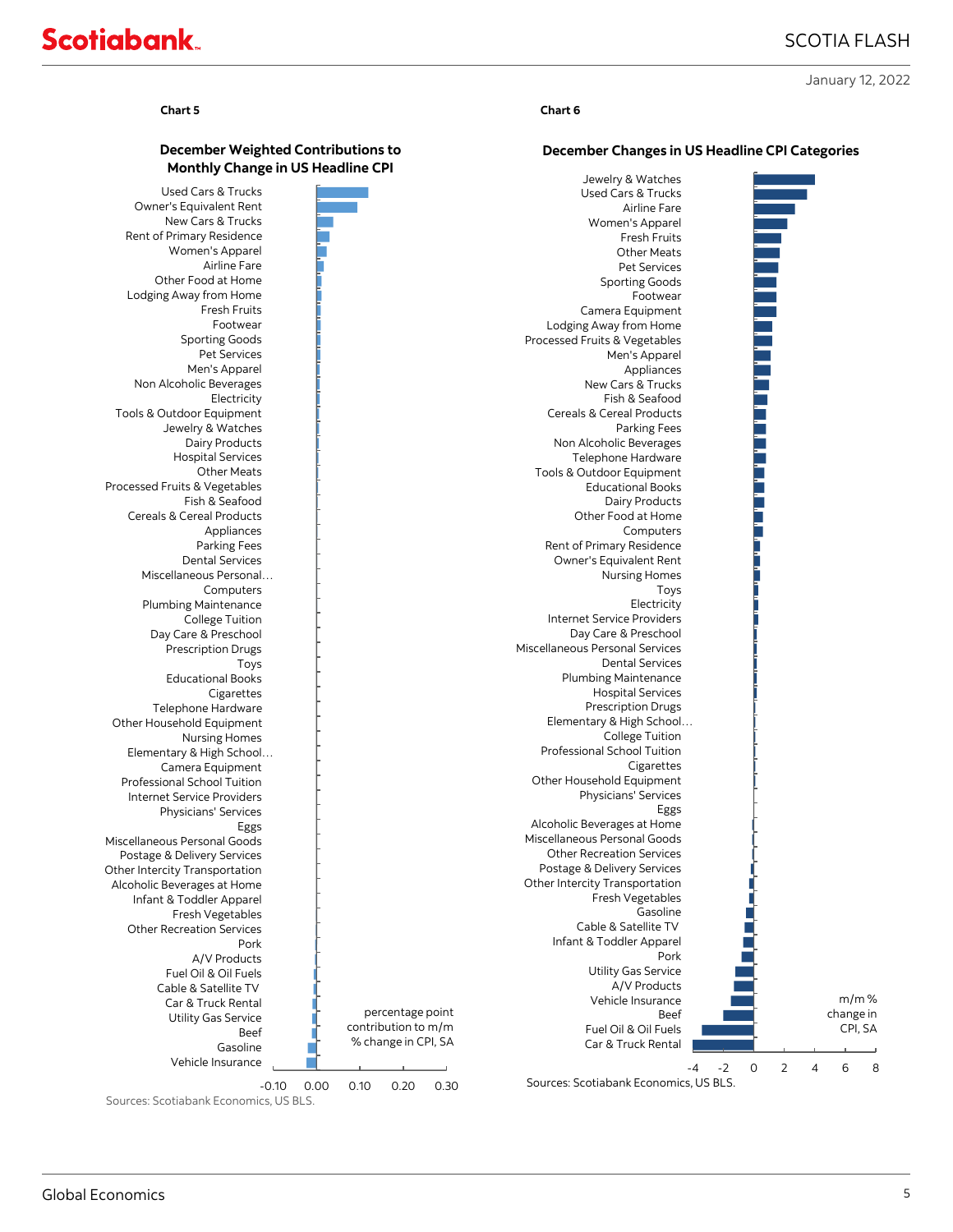January 12, 2022

**Chart 5**

**December Weighted Contributions to Monthly Change in US Headline CPI**

Used Cars & Trucks
Owner's Equivalent Rent
New Cars & Trucks
Rent of Primary Residence
Women's Apparel
Airline Fare
Other Food at Home
Lodging Away from Home
Fresh Fruits
Footwear
Sporting Goods
Pet Services
Men's Apparel
Non Alcoholic Beverages
Electricity
Tools & Outdoor Equipment
Jewelry & Watches
Dairy Products
Hospital Services
Other Meats
Processed Fruits & Vegetables
Fish & Seafood
Cereals & Cereal Products
Appliances
Parking Fees
Dental Services
Miscellaneous Personal…
Computers
Plumbing Maintenance
College Tuition
Day Care & Preschool
Prescription Drugs
Toys
Educational Books
Cigarettes
Telephone Hardware
Other Household Equipment
Nursing Homes
Elementary & High School…
Camera Equipment
Professional School Tuition
Internet Service Providers
Physicians' Services
Eggs
Miscellaneous Personal Goods
Postage & Delivery Services
Other Intercity Transportation
Alcoholic Beverages at Home
Infant & Toddler Apparel
Fresh Vegetables
Other Recreation Services
Pork
A/V Products
Fuel Oil & Oil Fuels
Cable & Satellite TV
Car & Truck Rental
Utility Gas Service
Beef
Gasoline
Vehicle Insurance

-0.10 0.00 0.10 0.20 0.30

percentage point contribution to m/m % change in CPI, SA

Sources: Scotiabank Economics, US BLS.

**Chart 6**

**December Changes in US Headline CPI Categories**

Jewelry & Watches
Used Cars & Trucks
Airline Fare
Women's Apparel
Fresh Fruits
Other Meats
Pet Services
Sporting Goods
Footwear
Camera Equipment
Lodging Away from Home
Processed Fruits & Vegetables
Men's Apparel
Appliances
New Cars & Trucks
Fish & Seafood
Cereals & Cereal Products
Parking Fees
Non Alcoholic Beverages
Telephone Hardware
Tools & Outdoor Equipment
Educational Books
Dairy Products
Other Food at Home
Computers
Rent of Primary Residence
Owner's Equivalent Rent
Nursing Homes
Toys
Electricity
Internet Service Providers
Day Care & Preschool
Miscellaneous Personal Services
Dental Services
Plumbing Maintenance
Hospital Services
Prescription Drugs
Elementary & High School…
College Tuition
Professional School Tuition
Cigarettes
Other Household Equipment
Physicians' Services
Eggs
Alcoholic Beverages at Home
Miscellaneous Personal Goods
Other Recreation Services
Postage & Delivery Services
Other Intercity Transportation
Fresh Vegetables
Gasoline
Cable & Satellite TV
Infant & Toddler Apparel
Pork
Utility Gas Service
A/V Products
Vehicle Insurance
Beef
Fuel Oil & Oil Fuels
Car & Truck Rental

-4 -2 0 2 4 6 8

m/m % change in CPI, SA

Sources: Scotiabank Economics, US BLS.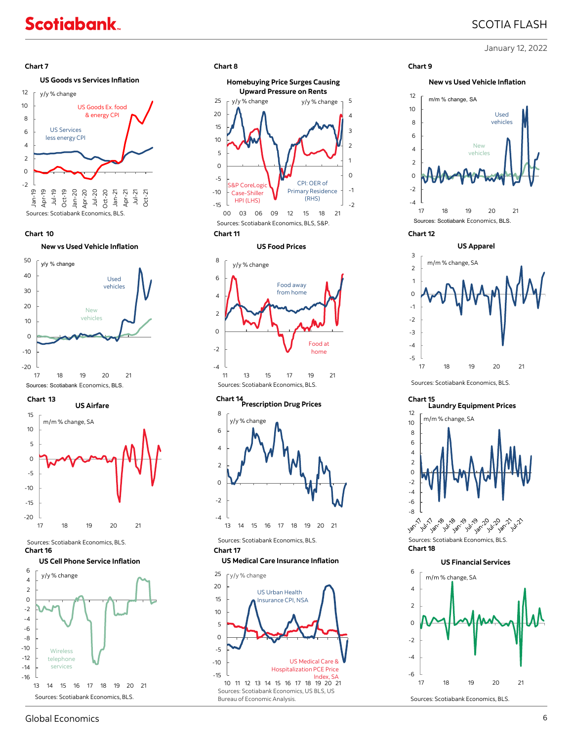**Chart 7**

**US Goods vs Services Inflation**

Sources: Scotiabank Economics, BLS.

**Chart 8**

**Homebuying Price Surges Causing Upward Pressure on Rents**

Sources: Scotiabank Economics, BLS, S&P.

**Chart 9**

**New vs Used Vehicle Inflation**

Sources: Scotiabank Economics, BLS.

**Chart 10**

**New vs Used Vehicle Inflation**

Sources: Scotiabank Economics, BLS.

**Chart 11**

**US Food Prices**

Sources: Scotiabank Economics, BLS.

**Chart 12**

**US Apparel**

Sources: Scotiabank Economics, BLS.

**Chart 13**

**US Airfare**

Sources: Scotiabank Economics, BLS.

**Chart 14**

**Prescription Drug Prices**

Sources: Scotiabank Economics, BLS.

**Chart 15**

**Laundry Equipment Prices**

Sources: Scotiabank Economics, BLS.

**Chart 16**

**US Cell Phone Service Inflation**

Sources: Scotiabank Economics, BLS.

**Chart 17**

**US Medical Care Insurance Inflation**

Sources: Scotiabank Economics, US BLS, US Bureau of Economic Analysis.

**Chart 18**

**US Financial Services**

Sources: Scotiabank Economics, BLS.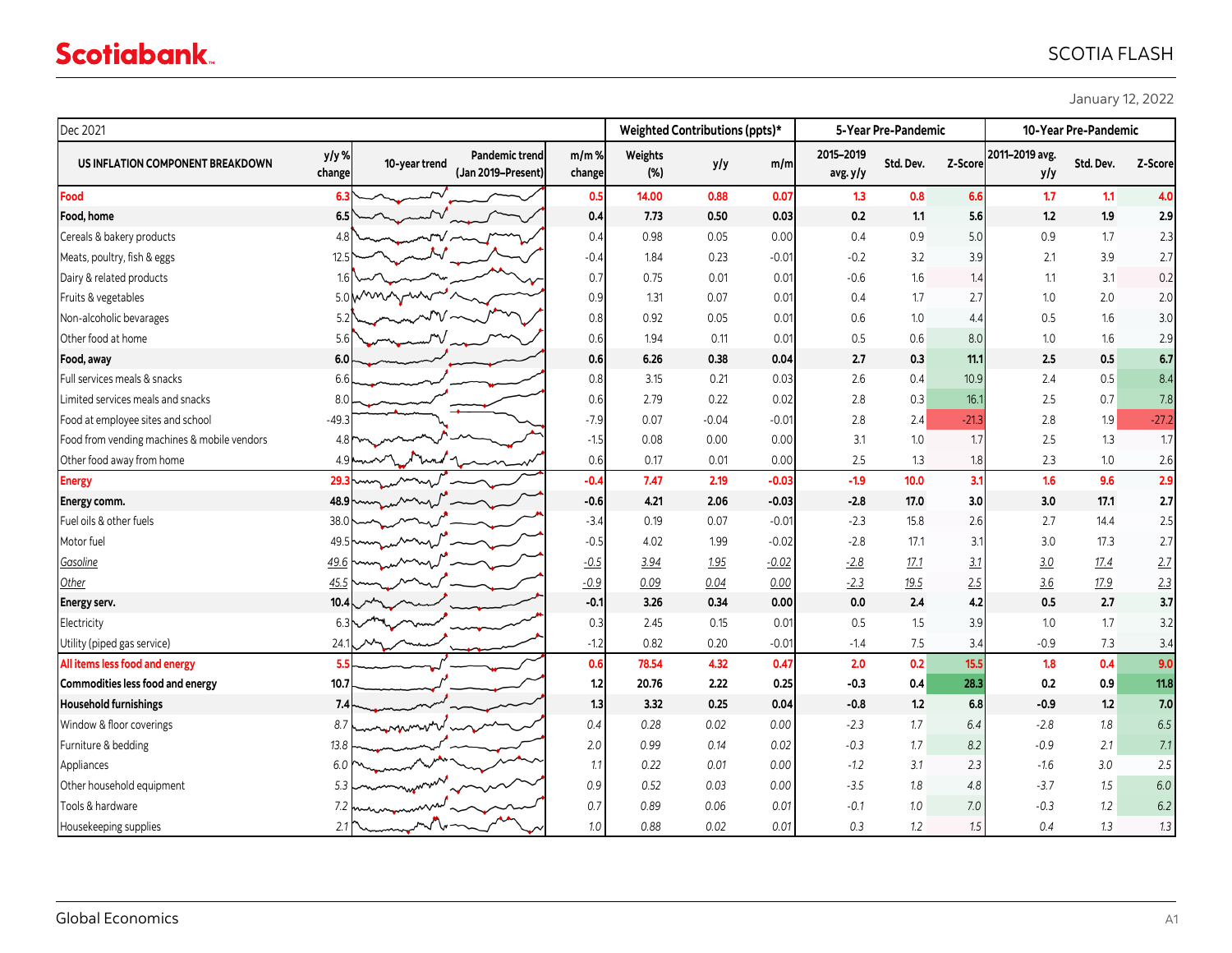January 12, 2022

| Dec 2021 | | | | | Weighted Contributions (ppts)* | | | 5-Year Pre-Pandemic | | | 10-Year Pre-Pandemic | | |
|---|---|---|---|---|---|---|---|---|---|---|---|---|---|
| **US INFLATION COMPONENT BREAKDOWN** | **y/y % change** | **10-year trend** | **Pandemic trend (Jan 2019–Present)** | **m/m % change** | **Weights (%)** | **y/y** | **m/m** | **2015–2019 avg. y/y** | **Std. Dev.** | **Z-Score** | **2011–2019 avg. y/y** | **Std. Dev.** | **Z-Score** |
| **Food** | **6.3** | | | **0.5** | **14.00** | **0.88** | **0.07** | **1.3** | **0.8** | **6.6** | **1.7** | **1.1** | **4.0** |
| **Food, home** | **6.5** | | | **0.4** | **7.73** | **0.50** | **0.03** | **0.2** | **1.1** | **5.6** | **1.2** | **1.9** | **2.9** |
| Cereals & bakery products | 4.8 | | | 0.4 | 0.98 | 0.05 | 0.00 | 0.4 | 0.9 | 5.0 | 0.9 | 1.7 | 2.3 |
| Meats, poultry, fish & eggs | 12.5 | | | -0.4 | 1.84 | 0.23 | -0.01 | -0.2 | 3.2 | 3.9 | 2.1 | 3.9 | 2.7 |
| Dairy & related products | 1.6 | | | 0.7 | 0.75 | 0.01 | 0.01 | -0.6 | 1.6 | 1.4 | 1.1 | 3.1 | 0.2 |
| Fruits & vegetables | 5.0 | | | 0.9 | 1.31 | 0.07 | 0.01 | 0.4 | 1.7 | 2.7 | 1.0 | 2.0 | 2.0 |
| Non-alcoholic bevarages | 5.2 | | | 0.8 | 0.92 | 0.05 | 0.01 | 0.6 | 1.0 | 4.4 | 0.5 | 1.6 | 3.0 |
| Other food at home | 5.6 | | | 0.6 | 1.94 | 0.11 | 0.01 | 0.5 | 0.6 | 8.0 | 1.0 | 1.6 | 2.9 |
| **Food, away** | **6.0** | | | **0.6** | **6.26** | **0.38** | **0.04** | **2.7** | **0.3** | **11.1** | **2.5** | **0.5** | **6.7** |
| Full services meals & snacks | 6.6 | | | 0.8 | 3.15 | 0.21 | 0.03 | 2.6 | 0.4 | 10.9 | 2.4 | 0.5 | 8.4 |
| Limited services meals and snacks | 8.0 | | | 0.6 | 2.79 | 0.22 | 0.02 | 2.8 | 0.3 | 16.1 | 2.5 | 0.7 | 7.8 |
| Food at employee sites and school | -49.3 | | | -7.9 | 0.07 | -0.04 | -0.01 | 2.8 | 2.4 | -21.3 | 2.8 | 1.9 | -27.2 |
| Food from vending machines & mobile vendors | 4.8 | | | -1.5 | 0.08 | 0.00 | 0.00 | 3.1 | 1.0 | 1.7 | 2.5 | 1.3 | 1.7 |
| Other food away from home | 4.9 | | | 0.6 | 0.17 | 0.01 | 0.00 | 2.5 | 1.3 | 1.8 | 2.3 | 1.0 | 2.6 |
| **Energy** | **29.3** | | | **-0.4** | **7.47** | **2.19** | **-0.03** | **-1.9** | **10.0** | **3.1** | **1.6** | **9.6** | **2.9** |
| **Energy comm.** | **48.9** | | | **-0.6** | **4.21** | **2.06** | **-0.03** | **-2.8** | **17.0** | **3.0** | **3.0** | **17.1** | **2.7** |
| Fuel oils & other fuels | 38.0 | | | -3.4 | 0.19 | 0.07 | -0.01 | -2.3 | 15.8 | 2.6 | 2.7 | 14.4 | 2.5 |
| Motor fuel | 49.5 | | | -0.5 | 4.02 | 1.99 | -0.02 | -2.8 | 17.1 | 3.1 | 3.0 | 17.3 | 2.7 |
| *Gasoline* | *49.6* | | | *-0.5* | *3.94* | *1.95* | *-0.02* | *-2.8* | *17.1* | *3.1* | *3.0* | *17.4* | *2.7* |
| *Other* | *45.5* | | | *-0.9* | *0.09* | *0.04* | *0.00* | *-2.3* | *19.5* | *2.5* | *3.6* | *17.9* | *2.3* |
| **Energy serv.** | **10.4** | | | **-0.1** | **3.26** | **0.34** | **0.00** | **0.0** | **2.4** | **4.2** | **0.5** | **2.7** | **3.7** |
| Electricity | 6.3 | | | 0.3 | 2.45 | 0.15 | 0.01 | 0.5 | 1.5 | 3.9 | 1.0 | 1.7 | 3.2 |
| Utility (piped gas service) | 24.1 | | | -1.2 | 0.82 | 0.20 | -0.01 | -1.4 | 7.5 | 3.4 | -0.9 | 7.3 | 3.4 |
| **All items less food and energy** | **5.5** | | | **0.6** | **78.54** | **4.32** | **0.47** | **2.0** | **0.2** | **15.5** | **1.8** | **0.4** | **9.0** |
| **Commodities less food and energy** | **10.7** | | | **1.2** | **20.76** | **2.22** | **0.25** | **-0.3** | **0.4** | **28.3** | **0.2** | **0.9** | **11.8** |
| **Household furnishings** | **7.4** | | | **1.3** | **3.32** | **0.25** | **0.04** | **-0.8** | **1.2** | **6.8** | **-0.9** | **1.2** | **7.0** |
| *Window & floor coverings* | *8.7* | | | *0.4* | *0.28* | *0.02* | *0.00* | *-2.3* | *1.7* | *6.4* | *-2.8* | *1.8* | *6.5* |
| *Furniture & bedding* | *13.8* | | | *2.0* | *0.99* | *0.14* | *0.02* | *-0.3* | *1.7* | *8.2* | *-0.9* | *2.1* | *7.1* |
| *Appliances* | *6.0* | | | *1.1* | *0.22* | *0.01* | *0.00* | *-1.2* | *3.1* | *2.3* | *-1.6* | *3.0* | *2.5* |
| *Other household equipment* | *5.3* | | | *0.9* | *0.52* | *0.03* | *0.00* | *-3.5* | *1.8* | *4.8* | *-3.7* | *1.5* | *6.0* |
| *Tools & hardware* | *7.2* | | | *0.7* | *0.89* | *0.06* | *0.01* | *-0.1* | *1.0* | *7.0* | *-0.3* | *1.2* | *6.2* |
| *Housekeeping supplies* | *2.1* | | | *1.0* | *0.88* | *0.02* | *0.01* | *0.3* | *1.2* | *1.5* | *0.4* | *1.3* | *1.3* |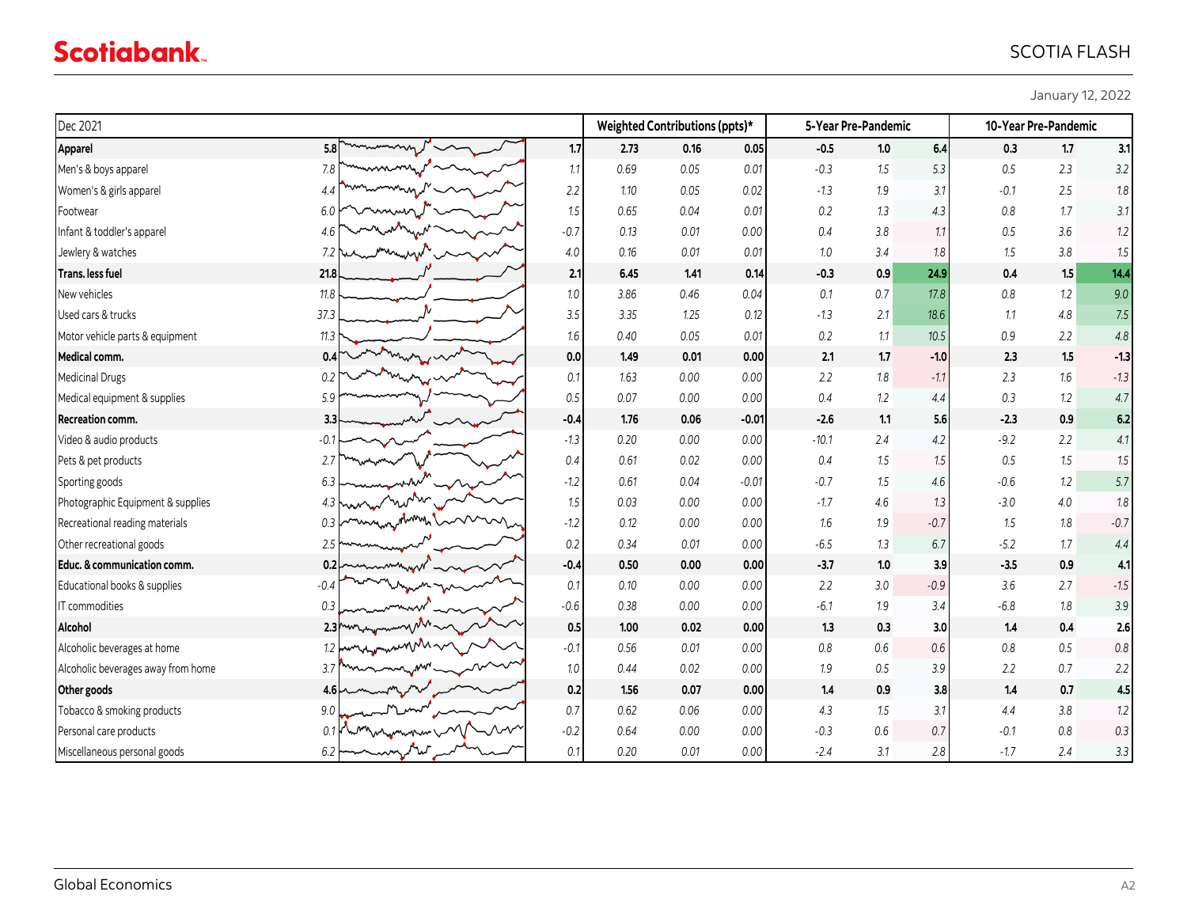January 12, 2022

| Dec 2021 | | | | Weighted Contributions (ppts)* | | | 5-Year Pre-Pandemic | | | 10-Year Pre-Pandemic | | |
|---|---|---|---|---|---|---|---|---|---|---|---|---|
| **Apparel** | **5.8** | | **1.7** | **2.73** | **0.16** | **0.05** | **-0.5** | **1.0** | **6.4** | **0.3** | **1.7** | **3.1** |
| Men's & boys apparel | 7.8 | | 1.1 | 0.69 | 0.05 | 0.01 | -0.3 | 1.5 | 5.3 | 0.5 | 2.3 | 3.2 |
| Women's & girls apparel | 4.4 | | 2.2 | 1.10 | 0.05 | 0.02 | -1.3 | 1.9 | 3.1 | -0.1 | 2.5 | 1.8 |
| Footwear | 6.0 | | 1.5 | 0.65 | 0.04 | 0.01 | 0.2 | 1.3 | 4.3 | 0.8 | 1.7 | 3.1 |
| Infant & toddler's apparel | 4.6 | | -0.7 | 0.13 | 0.01 | 0.00 | 0.4 | 3.8 | 1.1 | 0.5 | 3.6 | 1.2 |
| Jewlery & watches | 7.2 | | 4.0 | 0.16 | 0.01 | 0.01 | 1.0 | 3.4 | 1.8 | 1.5 | 3.8 | 1.5 |
| **Trans. less fuel** | **21.8** | | **2.1** | **6.45** | **1.41** | **0.14** | **-0.3** | **0.9** | **24.9** | **0.4** | **1.5** | **14.4** |
| New vehicles | 11.8 | | 1.0 | 3.86 | 0.46 | 0.04 | 0.1 | 0.7 | 17.8 | 0.8 | 1.2 | 9.0 |
| Used cars & trucks | 37.3 | | 3.5 | 3.35 | 1.25 | 0.12 | -1.3 | 2.1 | 18.6 | 1.1 | 4.8 | 7.5 |
| Motor vehicle parts & equipment | 11.3 | | 1.6 | 0.40 | 0.05 | 0.01 | 0.2 | 1.1 | 10.5 | 0.9 | 2.2 | 4.8 |
| **Medical comm.** | **0.4** | | **0.0** | **1.49** | **0.01** | **0.00** | **2.1** | **1.7** | **-1.0** | **2.3** | **1.5** | **-1.3** |
| Medicinal Drugs | 0.2 | | 0.1 | 1.63 | 0.00 | 0.00 | 2.2 | 1.8 | -1.1 | 2.3 | 1.6 | -1.3 |
| Medical equipment & supplies | 5.9 | | 0.5 | 0.07 | 0.00 | 0.00 | 0.4 | 1.2 | 4.4 | 0.3 | 1.2 | 4.7 |
| **Recreation comm.** | **3.3** | | **-0.4** | **1.76** | **0.06** | **-0.01** | **-2.6** | **1.1** | **5.6** | **-2.3** | **0.9** | **6.2** |
| Video & audio products | -0.1 | | -1.3 | 0.20 | 0.00 | 0.00 | -10.1 | 2.4 | 4.2 | -9.2 | 2.2 | 4.1 |
| Pets & pet products | 2.7 | | 0.4 | 0.61 | 0.02 | 0.00 | 0.4 | 1.5 | 1.5 | 0.5 | 1.5 | 1.5 |
| Sporting goods | 6.3 | | -1.2 | 0.61 | 0.04 | -0.01 | -0.7 | 1.5 | 4.6 | -0.6 | 1.2 | 5.7 |
| Photographic Equipment & supplies | 4.3 | | 1.5 | 0.03 | 0.00 | 0.00 | -1.7 | 4.6 | 1.3 | -3.0 | 4.0 | 1.8 |
| Recreational reading materials | 0.3 | | -1.2 | 0.12 | 0.00 | 0.00 | 1.6 | 1.9 | -0.7 | 1.5 | 1.8 | -0.7 |
| Other recreational goods | 2.5 | | 0.2 | 0.34 | 0.01 | 0.00 | -6.5 | 1.3 | 6.7 | -5.2 | 1.7 | 4.4 |
| **Educ. & communication comm.** | **0.2** | | **-0.4** | **0.50** | **0.00** | **0.00** | **-3.7** | **1.0** | **3.9** | **-3.5** | **0.9** | **4.1** |
| Educational books & supplies | -0.4 | | 0.1 | 0.10 | 0.00 | 0.00 | 2.2 | 3.0 | -0.9 | 3.6 | 2.7 | -1.5 |
| IT commodities | 0.3 | | -0.6 | 0.38 | 0.00 | 0.00 | -6.1 | 1.9 | 3.4 | -6.8 | 1.8 | 3.9 |
| **Alcohol** | **2.3** | | **0.5** | **1.00** | **0.02** | **0.00** | **1.3** | **0.3** | **3.0** | **1.4** | **0.4** | **2.6** |
| Alcoholic beverages at home | 1.2 | | -0.1 | 0.56 | 0.01 | 0.00 | 0.8 | 0.6 | 0.6 | 0.8 | 0.5 | 0.8 |
| Alcoholic beverages away from home | 3.7 | | 1.0 | 0.44 | 0.02 | 0.00 | 1.9 | 0.5 | 3.9 | 2.2 | 0.7 | 2.2 |
| **Other goods** | **4.6** | | **0.2** | **1.56** | **0.07** | **0.00** | **1.4** | **0.9** | **3.8** | **1.4** | **0.7** | **4.5** |
| Tobacco & smoking products | 9.0 | | 0.7 | 0.62 | 0.06 | 0.00 | 4.3 | 1.5 | 3.1 | 4.4 | 3.8 | 1.2 |
| Personal care products | 0.1 | | -0.2 | 0.64 | 0.00 | 0.00 | -0.3 | 0.6 | 0.7 | -0.1 | 0.8 | 0.3 |
| Miscellaneous personal goods | 6.2 | | 0.1 | 0.20 | 0.01 | 0.00 | -2.4 | 3.1 | 2.8 | -1.7 | 2.4 | 3.3 |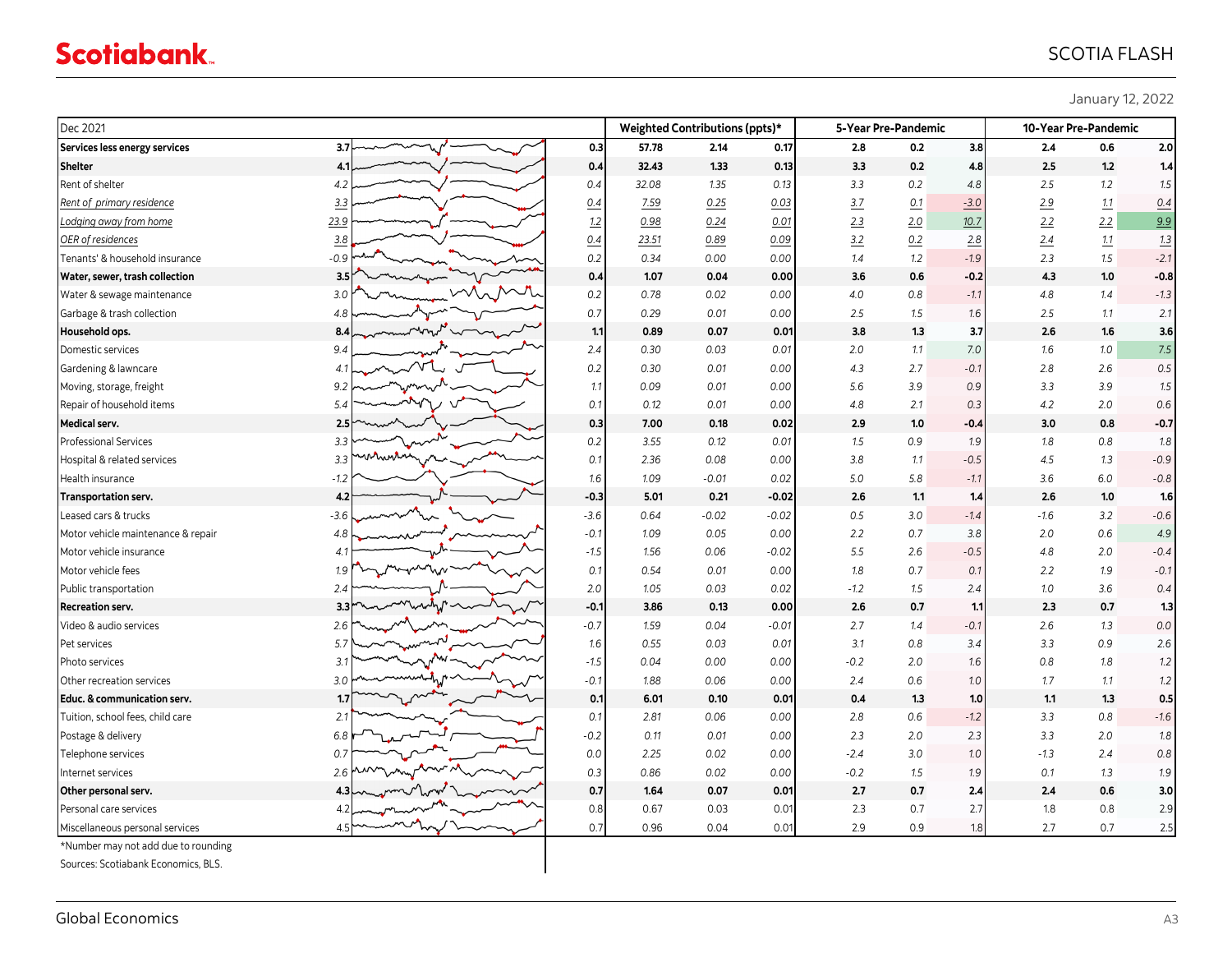January 12, 2022

| Dec 2021 | | | Weighted Contributions (ppts)* | | | 5-Year Pre-Pandemic | | | 10-Year Pre-Pandemic | | |
|---|---|---|---|---|---|---|---|---|---|---|---|
| **Services less energy services** | **3.7** | **0.3** | **57.78** | **2.14** | **0.17** | **2.8** | **0.2** | **3.8** | **2.4** | **0.6** | **2.0** |
| **Shelter** | **4.1** | **0.4** | **32.43** | **1.33** | **0.13** | **3.3** | **0.2** | **4.8** | **2.5** | **1.2** | **1.4** |
| Rent of shelter | 4.2 | 0.4 | 32.08 | 1.35 | 0.13 | 3.3 | 0.2 | 4.8 | 2.5 | 1.2 | 1.5 |
| Rent of primary residence | 3.3 | 0.4 | 7.59 | 0.25 | 0.03 | 3.7 | 0.1 | -3.0 | 2.9 | 1.1 | 0.4 |
| Lodging away from home | 23.9 | 1.2 | 0.98 | 0.24 | 0.01 | 2.3 | 2.0 | 10.7 | 2.2 | 2.2 | 9.9 |
| OER of residences | 3.8 | 0.4 | 23.51 | 0.89 | 0.09 | 3.2 | 0.2 | 2.8 | 2.4 | 1.1 | 1.3 |
| Tenants' & household insurance | -0.9 | 0.2 | 0.34 | 0.00 | 0.00 | 1.4 | 1.2 | -1.9 | 2.3 | 1.5 | -2.1 |
| **Water, sewer, trash collection** | **3.5** | **0.4** | **1.07** | **0.04** | **0.00** | **3.6** | **0.6** | **-0.2** | **4.3** | **1.0** | **-0.8** |
| Water & sewage maintenance | 3.0 | 0.2 | 0.78 | 0.02 | 0.00 | 4.0 | 0.8 | -1.1 | 4.8 | 1.4 | -1.3 |
| Garbage & trash collection | 4.8 | 0.7 | 0.29 | 0.01 | 0.00 | 2.5 | 1.5 | 1.6 | 2.5 | 1.1 | 2.1 |
| **Household ops.** | **8.4** | **1.1** | **0.89** | **0.07** | **0.01** | **3.8** | **1.3** | **3.7** | **2.6** | **1.6** | **3.6** |
| Domestic services | 9.4 | 2.4 | 0.30 | 0.03 | 0.01 | 2.0 | 1.1 | 7.0 | 1.6 | 1.0 | 7.5 |
| Gardening & lawncare | 4.1 | 0.2 | 0.30 | 0.01 | 0.00 | 4.3 | 2.7 | -0.1 | 2.8 | 2.6 | 0.5 |
| Moving, storage, freight | 9.2 | 1.1 | 0.09 | 0.01 | 0.00 | 5.6 | 3.9 | 0.9 | 3.3 | 3.9 | 1.5 |
| Repair of household items | 5.4 | 0.1 | 0.12 | 0.01 | 0.00 | 4.8 | 2.1 | 0.3 | 4.2 | 2.0 | 0.6 |
| **Medical serv.** | **2.5** | **0.3** | **7.00** | **0.18** | **0.02** | **2.9** | **1.0** | **-0.4** | **3.0** | **0.8** | **-0.7** |
| Professional Services | 3.3 | 0.2 | 3.55 | 0.12 | 0.01 | 1.5 | 0.9 | 1.9 | 1.8 | 0.8 | 1.8 |
| Hospital & related services | 3.3 | 0.1 | 2.36 | 0.08 | 0.00 | 3.8 | 1.1 | -0.5 | 4.5 | 1.3 | -0.9 |
| Health insurance | -1.2 | 1.6 | 1.09 | -0.01 | 0.02 | 5.0 | 5.8 | -1.1 | 3.6 | 6.0 | -0.8 |
| **Transportation serv.** | **4.2** | **-0.3** | **5.01** | **0.21** | **-0.02** | **2.6** | **1.1** | **1.4** | **2.6** | **1.0** | **1.6** |
| Leased cars & trucks | -3.6 | -3.6 | 0.64 | -0.02 | -0.02 | 0.5 | 3.0 | -1.4 | -1.6 | 3.2 | -0.6 |
| Motor vehicle maintenance & repair | 4.8 | -0.1 | 1.09 | 0.05 | 0.00 | 2.2 | 0.7 | 3.8 | 2.0 | 0.6 | 4.9 |
| Motor vehicle insurance | 4.1 | -1.5 | 1.56 | 0.06 | -0.02 | 5.5 | 2.6 | -0.5 | 4.8 | 2.0 | -0.4 |
| Motor vehicle fees | 1.9 | 0.1 | 0.54 | 0.01 | 0.00 | 1.8 | 0.7 | 0.1 | 2.2 | 1.9 | -0.1 |
| Public transportation | 2.4 | 2.0 | 1.05 | 0.03 | 0.02 | -1.2 | 1.5 | 2.4 | 1.0 | 3.6 | 0.4 |
| **Recreation serv.** | **3.3** | **-0.1** | **3.86** | **0.13** | **0.00** | **2.6** | **0.7** | **1.1** | **2.3** | **0.7** | **1.3** |
| Video & audio services | 2.6 | -0.7 | 1.59 | 0.04 | -0.01 | 2.7 | 1.4 | -0.1 | 2.6 | 1.3 | 0.0 |
| Pet services | 5.7 | 1.6 | 0.55 | 0.03 | 0.01 | 3.1 | 0.8 | 3.4 | 3.3 | 0.9 | 2.6 |
| Photo services | 3.1 | -1.5 | 0.04 | 0.00 | 0.00 | -0.2 | 2.0 | 1.6 | 0.8 | 1.8 | 1.2 |
| Other recreation services | 3.0 | -0.1 | 1.88 | 0.06 | 0.00 | 2.4 | 0.6 | 1.0 | 1.7 | 1.1 | 1.2 |
| **Educ. & communication serv.** | **1.7** | **0.1** | **6.01** | **0.10** | **0.01** | **0.4** | **1.3** | **1.0** | **1.1** | **1.3** | **0.5** |
| Tuition, school fees, child care | 2.1 | 0.1 | 2.81 | 0.06 | 0.00 | 2.8 | 0.6 | -1.2 | 3.3 | 0.8 | -1.6 |
| Postage & delivery | 6.8 | -0.2 | 0.11 | 0.01 | 0.00 | 2.3 | 2.0 | 2.3 | 3.3 | 2.0 | 1.8 |
| Telephone services | 0.7 | 0.0 | 2.25 | 0.02 | 0.00 | -2.4 | 3.0 | 1.0 | -1.3 | 2.4 | 0.8 |
| Internet services | 2.6 | 0.3 | 0.86 | 0.02 | 0.00 | -0.2 | 1.5 | 1.9 | 0.1 | 1.3 | 1.9 |
| **Other personal serv.** | **4.3** | **0.7** | **1.64** | **0.07** | **0.01** | **2.7** | **0.7** | **2.4** | **2.4** | **0.6** | **3.0** |
| Personal care services | 4.2 | 0.8 | 0.67 | 0.03 | 0.01 | 2.3 | 0.7 | 2.7 | 1.8 | 0.8 | 2.9 |
| Miscellaneous personal services | 4.5 | 0.7 | 0.96 | 0.04 | 0.01 | 2.9 | 0.9 | 1.8 | 2.7 | 0.7 | 2.5 |

*Number may not add due to rounding

Sources: Scotiabank Economics, BLS.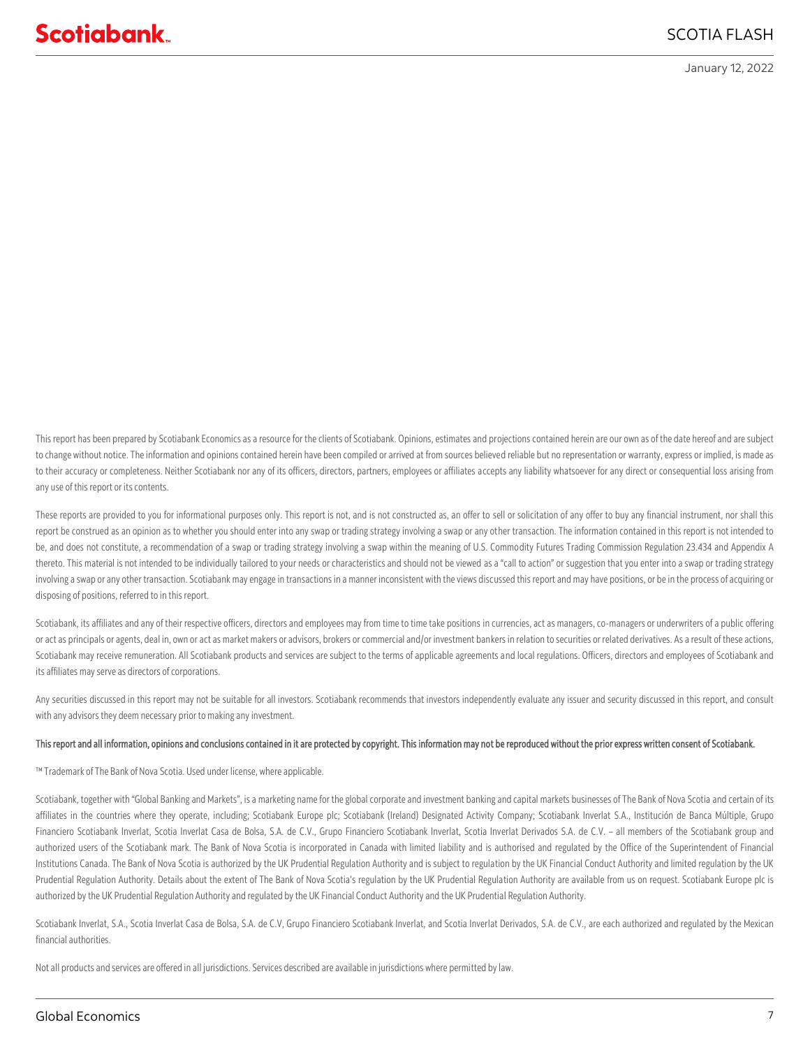This report has been prepared by Scotiabank Economics as a resource for the clients of Scotiabank. Opinions, estimates and projections contained herein are our own as of the date hereof and are subject to change without notice. The information and opinions contained herein have been compiled or arrived at from sources believed reliable but no representation or warranty, express or implied, is made as to their accuracy or completeness. Neither Scotiabank nor any of its officers, directors, partners, employees or affiliates accepts any liability whatsoever for any direct or consequential loss arising from any use of this report or its contents.

These reports are provided to you for informational purposes only. This report is not, and is not constructed as, an offer to sell or solicitation of any offer to buy any financial instrument, nor shall this report be construed as an opinion as to whether you should enter into any swap or trading strategy involving a swap or any other transaction. The information contained in this report is not intended to be, and does not constitute, a recommendation of a swap or trading strategy involving a swap within the meaning of U.S. Commodity Futures Trading Commission Regulation 23.434 and Appendix A thereto. This material is not intended to be individually tailored to your needs or characteristics and should not be viewed as a "call to action" or suggestion that you enter into a swap or trading strategy involving a swap or any other transaction. Scotiabank may engage in transactions in a manner inconsistent with the views discussed this report and may have positions, or be in the process of acquiring or disposing of positions, referred to in this report.

Scotiabank, its affiliates and any of their respective officers, directors and employees may from time to time take positions in currencies, act as managers, co-managers or underwriters of a public offering or act as principals or agents, deal in, own or act as market makers or advisors, brokers or commercial and/or investment bankers in relation to securities or related derivatives. As a result of these actions, Scotiabank may receive remuneration. All Scotiabank products and services are subject to the terms of applicable agreements and local regulations. Officers, directors and employees of Scotiabank and its affiliates may serve as directors of corporations.

Any securities discussed in this report may not be suitable for all investors. Scotiabank recommends that investors independently evaluate any issuer and security discussed in this report, and consult with any advisors they deem necessary prior to making any investment.

**This report and all information, opinions and conclusions contained in it are protected by copyright. This information may not be reproduced without the prior express written consent of Scotiabank.**

™ Trademark of The Bank of Nova Scotia. Used under license, where applicable.

Scotiabank, together with "Global Banking and Markets", is a marketing name for the global corporate and investment banking and capital markets businesses of The Bank of Nova Scotia and certain of its affiliates in the countries where they operate, including; Scotiabank Europe plc; Scotiabank (Ireland) Designated Activity Company; Scotiabank Inverlat S.A., Institución de Banca Múltiple, Grupo Financiero Scotiabank Inverlat, Scotia Inverlat Casa de Bolsa, S.A. de C.V., Grupo Financiero Scotiabank Inverlat, Scotia Inverlat Derivados S.A. de C.V. – all members of the Scotiabank group and authorized users of the Scotiabank mark. The Bank of Nova Scotia is incorporated in Canada with limited liability and is authorised and regulated by the Office of the Superintendent of Financial Institutions Canada. The Bank of Nova Scotia is authorized by the UK Prudential Regulation Authority and is subject to regulation by the UK Financial Conduct Authority and limited regulation by the UK Prudential Regulation Authority. Details about the extent of The Bank of Nova Scotia's regulation by the UK Prudential Regulation Authority are available from us on request. Scotiabank Europe plc is authorized by the UK Prudential Regulation Authority and regulated by the UK Financial Conduct Authority and the UK Prudential Regulation Authority.

Scotiabank Inverlat, S.A., Scotia Inverlat Casa de Bolsa, S.A. de C.V, Grupo Financiero Scotiabank Inverlat, and Scotia Inverlat Derivados, S.A. de C.V., are each authorized and regulated by the Mexican financial authorities.

Not all products and services are offered in all jurisdictions. Services described are available in jurisdictions where permitted by law.